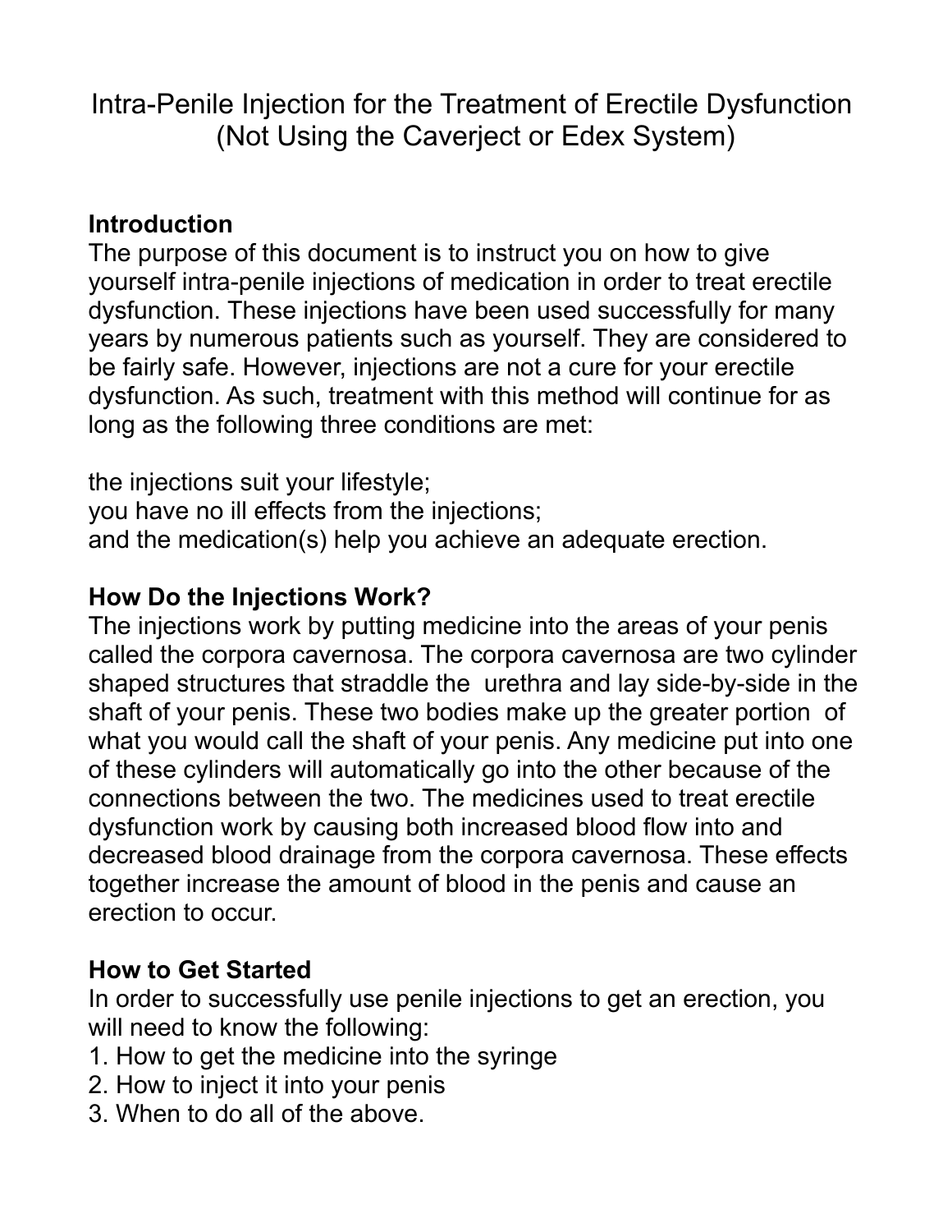# Intra-Penile Injection for the Treatment of Erectile Dysfunction (Not Using the Caverject or Edex System)

## Introduction

The purpose of this document is to instruct you on how to give yourself intra-penile injections of medication in order to treat erectile dysfunction. These injections have been used successfully for many years by numerous patients such as yourself. They are considered to be fairly safe. However, injections are not a cure for your erectile dysfunction. As such, treatment with this method will continue for as long as the following three conditions are met:

the injections suit your lifestyle;
you have no ill effects from the injections;
and the medication(s) help you achieve an adequate erection.

## How Do the Injections Work?

The injections work by putting medicine into the areas of your penis called the corpora cavernosa. The corpora cavernosa are two cylinder shaped structures that straddle the urethra and lay side-by-side in the shaft of your penis. These two bodies make up the greater portion of what you would call the shaft of your penis. Any medicine put into one of these cylinders will automatically go into the other because of the connections between the two. The medicines used to treat erectile dysfunction work by causing both increased blood flow into and decreased blood drainage from the corpora cavernosa. These effects together increase the amount of blood in the penis and cause an erection to occur.

## How to Get Started

In order to successfully use penile injections to get an erection, you will need to know the following:

1. How to get the medicine into the syringe
2. How to inject it into your penis
3. When to do all of the above.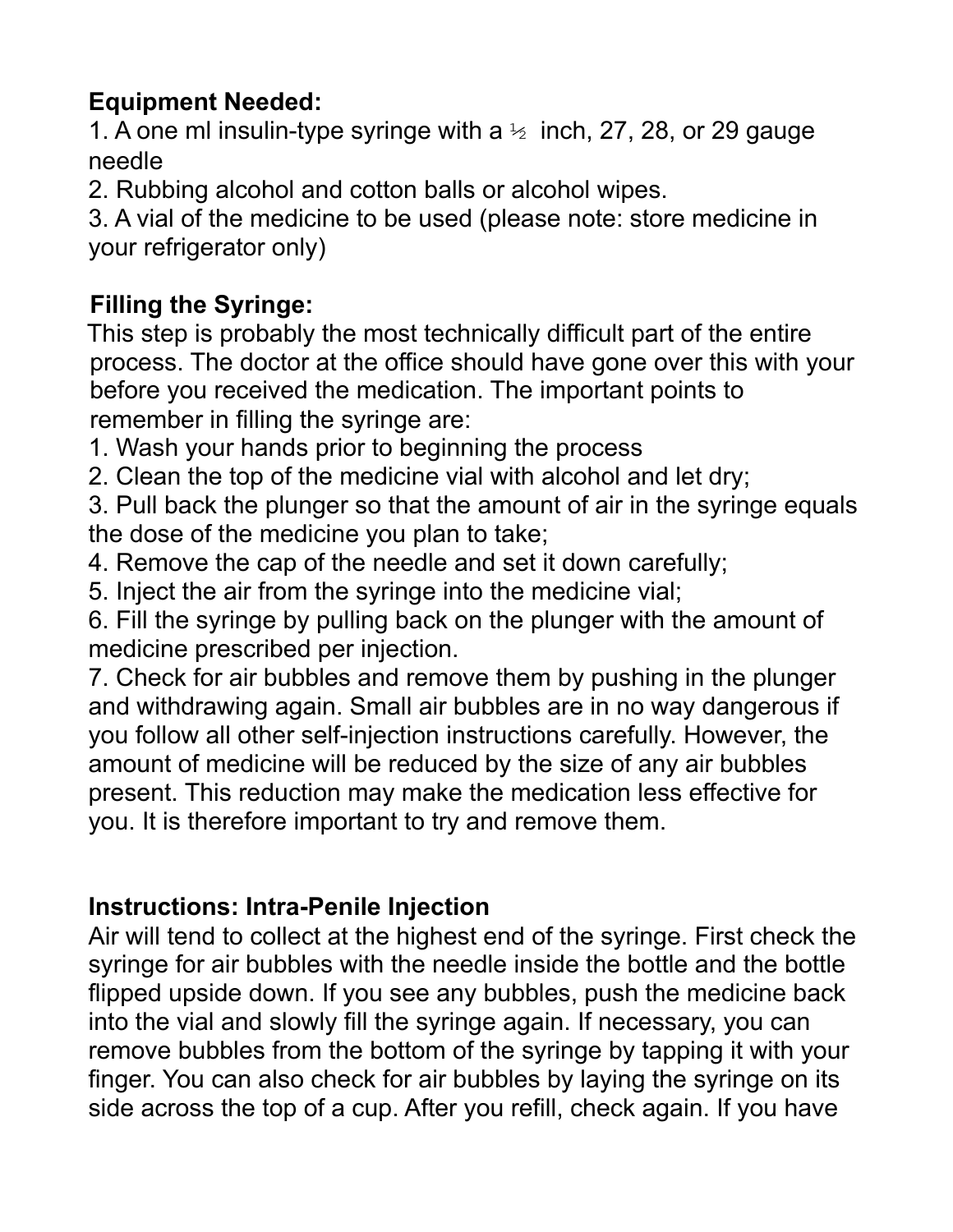**Equipment Needed:**

1. A one ml insulin-type syringe with a ½ inch, 27, 28, or 29 gauge needle
2. Rubbing alcohol and cotton balls or alcohol wipes.
3. A vial of the medicine to be used (please note: store medicine in your refrigerator only)

**Filling the Syringe:**

This step is probably the most technically difficult part of the entire process. The doctor at the office should have gone over this with your before you received the medication. The important points to remember in filling the syringe are:

1. Wash your hands prior to beginning the process
2. Clean the top of the medicine vial with alcohol and let dry;
3. Pull back the plunger so that the amount of air in the syringe equals the dose of the medicine you plan to take;
4. Remove the cap of the needle and set it down carefully;
5. Inject the air from the syringe into the medicine vial;
6. Fill the syringe by pulling back on the plunger with the amount of medicine prescribed per injection.
7. Check for air bubbles and remove them by pushing in the plunger and withdrawing again. Small air bubbles are in no way dangerous if you follow all other self-injection instructions carefully. However, the amount of medicine will be reduced by the size of any air bubbles present. This reduction may make the medication less effective for you. It is therefore important to try and remove them.

**Instructions: Intra-Penile Injection**

Air will tend to collect at the highest end of the syringe. First check the syringe for air bubbles with the needle inside the bottle and the bottle flipped upside down. If you see any bubbles, push the medicine back into the vial and slowly fill the syringe again. If necessary, you can remove bubbles from the bottom of the syringe by tapping it with your finger. You can also check for air bubbles by laying the syringe on its side across the top of a cup. After you refill, check again. If you have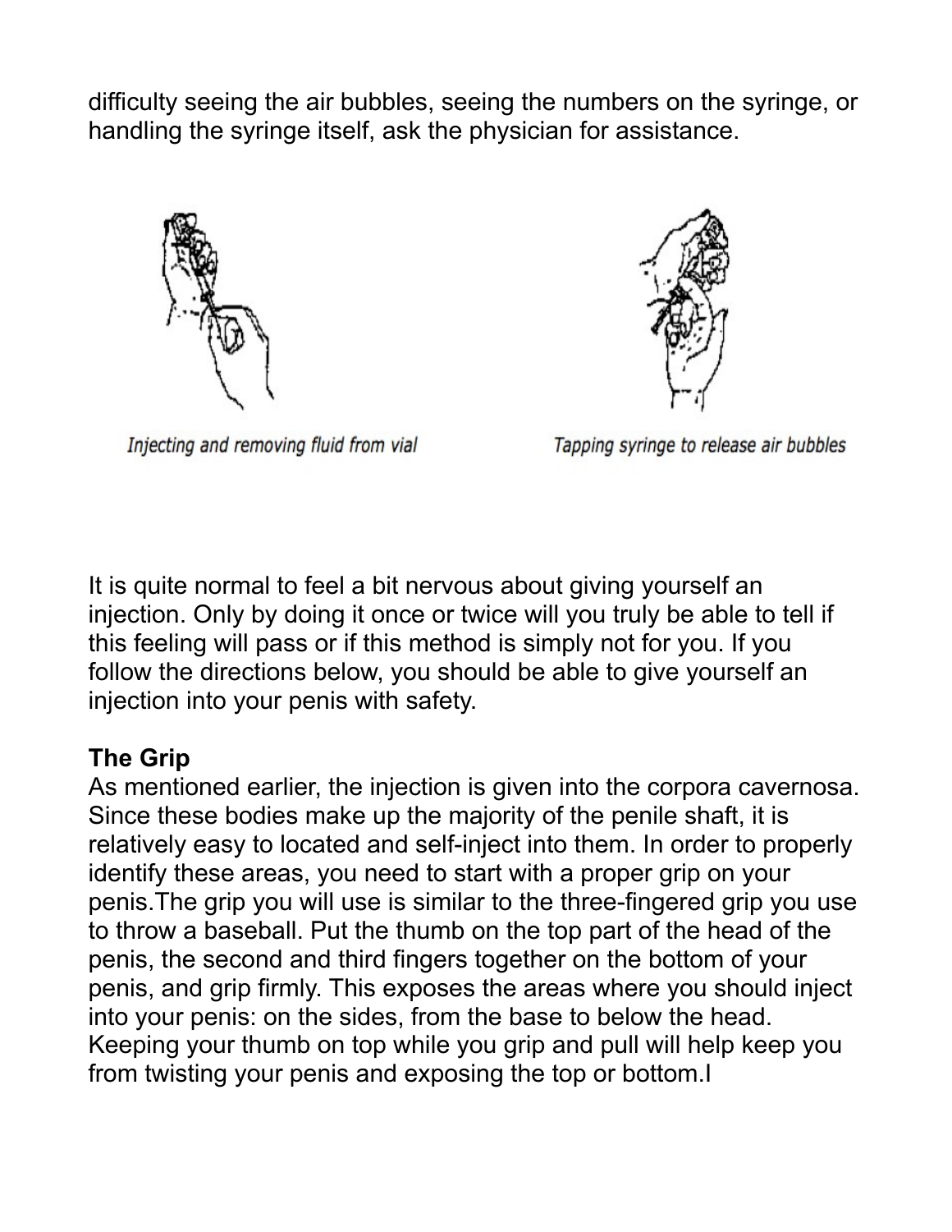difficulty seeing the air bubbles, seeing the numbers on the syringe, or handling the syringe itself, ask the physician for assistance.

*Injecting and removing fluid from vial*

*Tapping syringe to release air bubbles*

It is quite normal to feel a bit nervous about giving yourself an injection. Only by doing it once or twice will you truly be able to tell if this feeling will pass or if this method is simply not for you. If you follow the directions below, you should be able to give yourself an injection into your penis with safety.

**The Grip**
As mentioned earlier, the injection is given into the corpora cavernosa. Since these bodies make up the majority of the penile shaft, it is relatively easy to located and self-inject into them. In order to properly identify these areas, you need to start with a proper grip on your penis.The grip you will use is similar to the three-fingered grip you use to throw a baseball. Put the thumb on the top part of the head of the penis, the second and third fingers together on the bottom of your penis, and grip firmly. This exposes the areas where you should inject into your penis: on the sides, from the base to below the head. Keeping your thumb on top while you grip and pull will help keep you from twisting your penis and exposing the top or bottom.I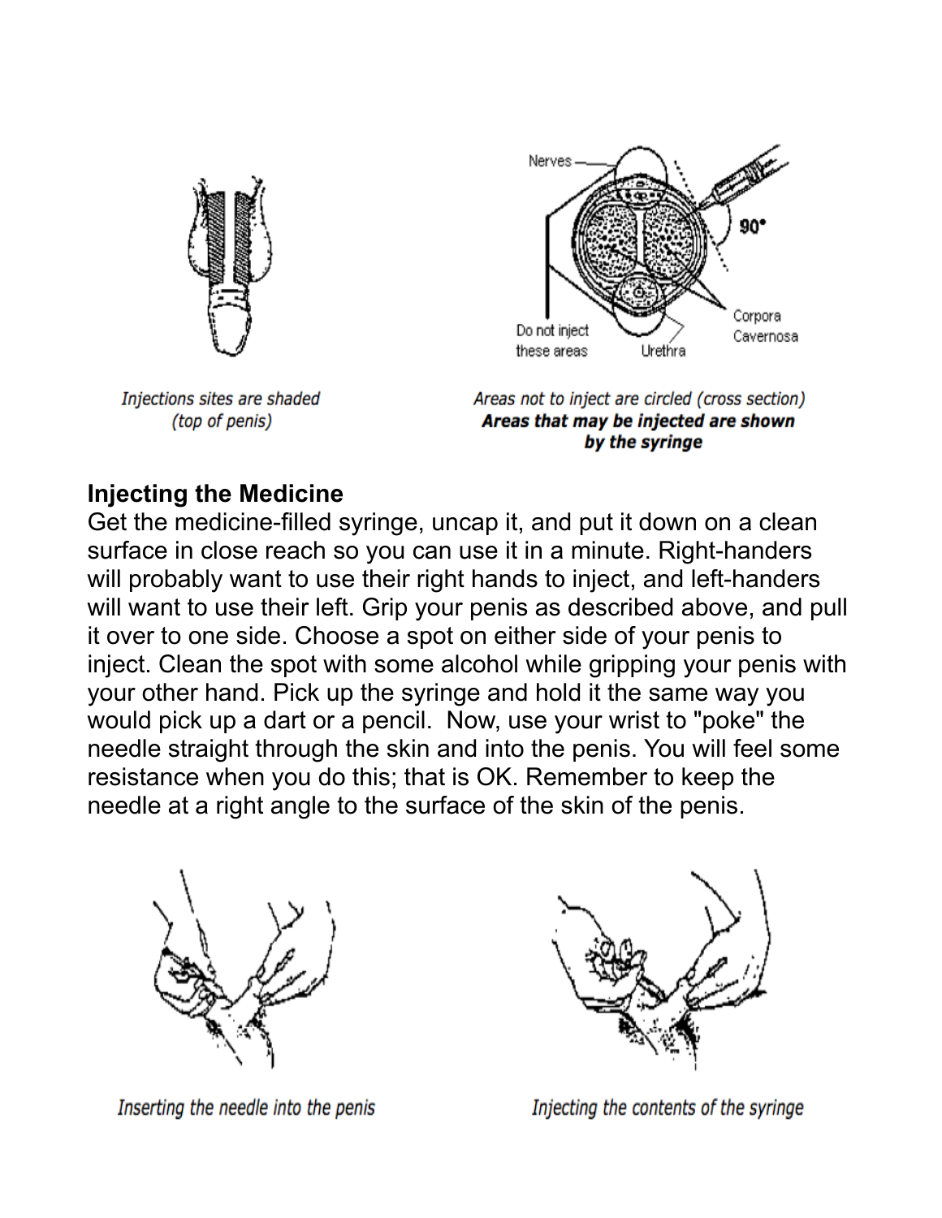Injections sites are shaded
(top of penis)

Areas not to inject are circled (cross section)
**Areas that may be injected are shown by the syringe**

## Injecting the Medicine

Get the medicine-filled syringe, uncap it, and put it down on a clean surface in close reach so you can use it in a minute. Right-handers will probably want to use their right hands to inject, and left-handers will want to use their left. Grip your penis as described above, and pull it over to one side. Choose a spot on either side of your penis to inject. Clean the spot with some alcohol while gripping your penis with your other hand. Pick up the syringe and hold it the same way you would pick up a dart or a pencil. Now, use your wrist to "poke" the needle straight through the skin and into the penis. You will feel some resistance when you do this; that is OK. Remember to keep the needle at a right angle to the surface of the skin of the penis.

Inserting the needle into the penis

Injecting the contents of the syringe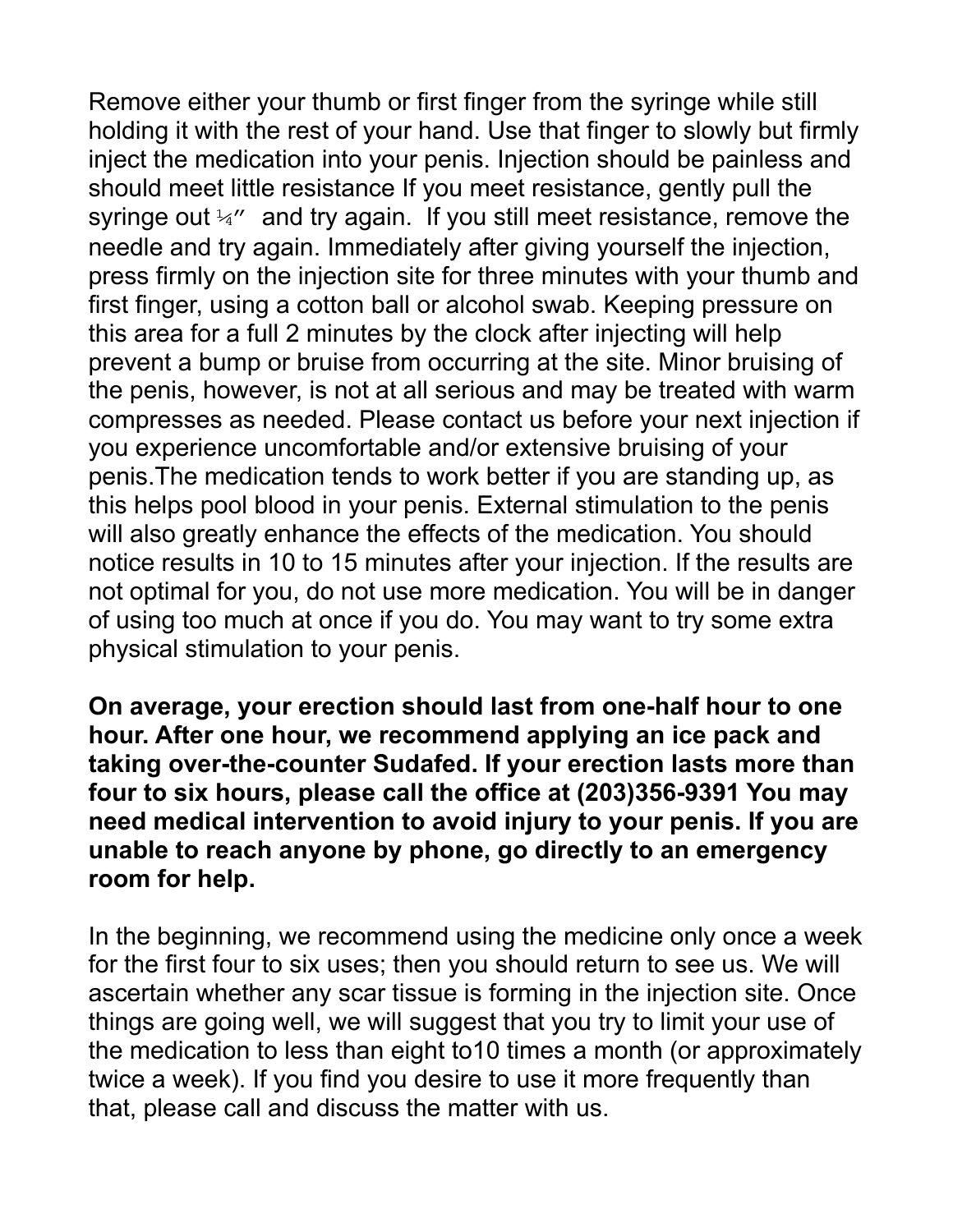Remove either your thumb or first finger from the syringe while still holding it with the rest of your hand. Use that finger to slowly but firmly inject the medication into your penis. Injection should be painless and should meet little resistance If you meet resistance, gently pull the syringe out ¼"  and try again.  If you still meet resistance, remove the needle and try again. Immediately after giving yourself the injection, press firmly on the injection site for three minutes with your thumb and first finger, using a cotton ball or alcohol swab. Keeping pressure on this area for a full 2 minutes by the clock after injecting will help prevent a bump or bruise from occurring at the site. Minor bruising of the penis, however, is not at all serious and may be treated with warm compresses as needed. Please contact us before your next injection if you experience uncomfortable and/or extensive bruising of your penis.The medication tends to work better if you are standing up, as this helps pool blood in your penis. External stimulation to the penis will also greatly enhance the effects of the medication. You should notice results in 10 to 15 minutes after your injection. If the results are not optimal for you, do not use more medication. You will be in danger of using too much at once if you do. You may want to try some extra physical stimulation to your penis.

**On average, your erection should last from one-half hour to one hour. After one hour, we recommend applying an ice pack and taking over-the-counter Sudafed. If your erection lasts more than four to six hours, please call the office at (203)356-9391 You may need medical intervention to avoid injury to your penis. If you are unable to reach anyone by phone, go directly to an emergency room for help.**

In the beginning, we recommend using the medicine only once a week for the first four to six uses; then you should return to see us. We will ascertain whether any scar tissue is forming in the injection site. Once things are going well, we will suggest that you try to limit your use of the medication to less than eight to10 times a month (or approximately twice a week). If you find you desire to use it more frequently than that, please call and discuss the matter with us.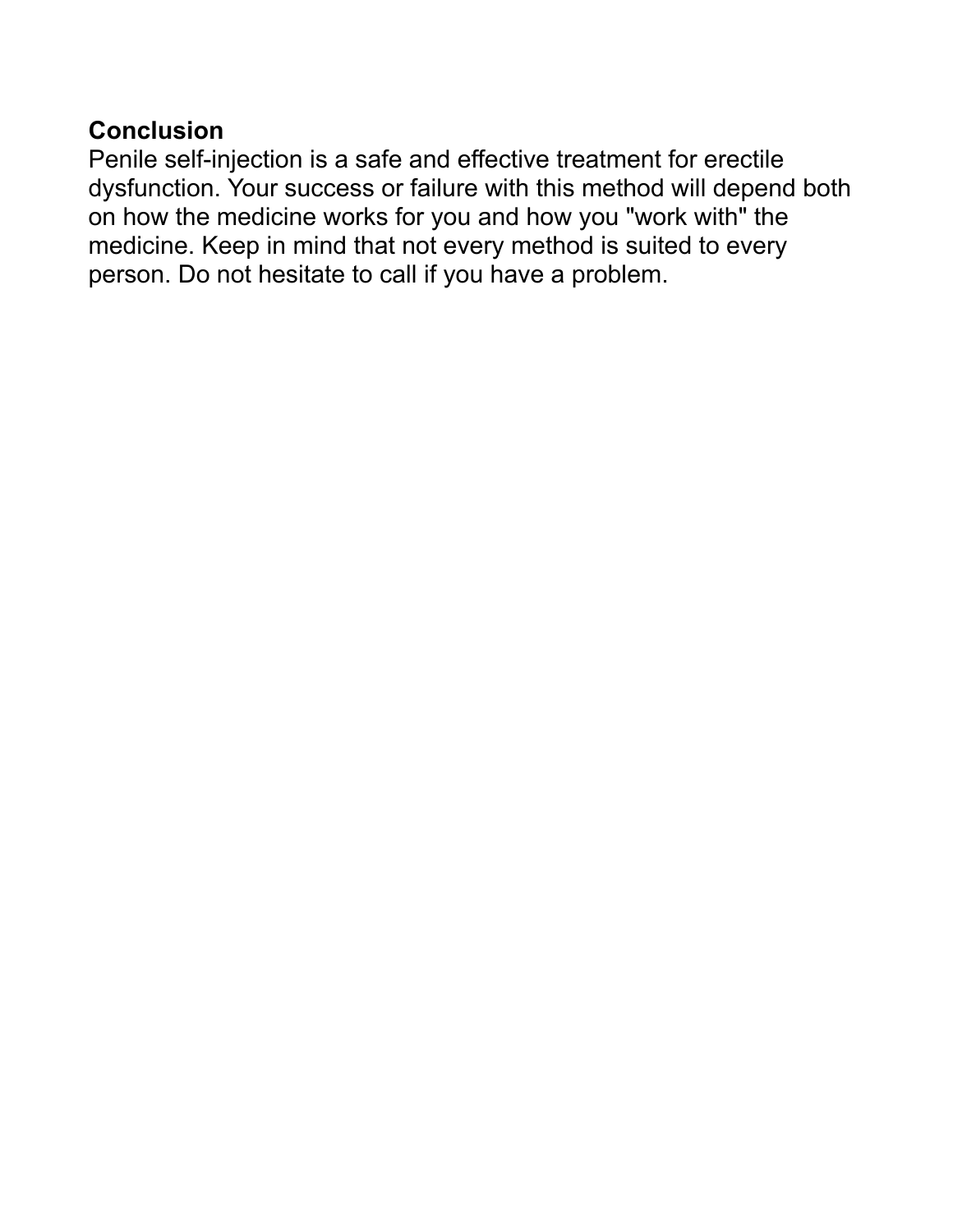## Conclusion

Penile self-injection is a safe and effective treatment for erectile dysfunction. Your success or failure with this method will depend both on how the medicine works for you and how you "work with" the medicine. Keep in mind that not every method is suited to every person. Do not hesitate to call if you have a problem.